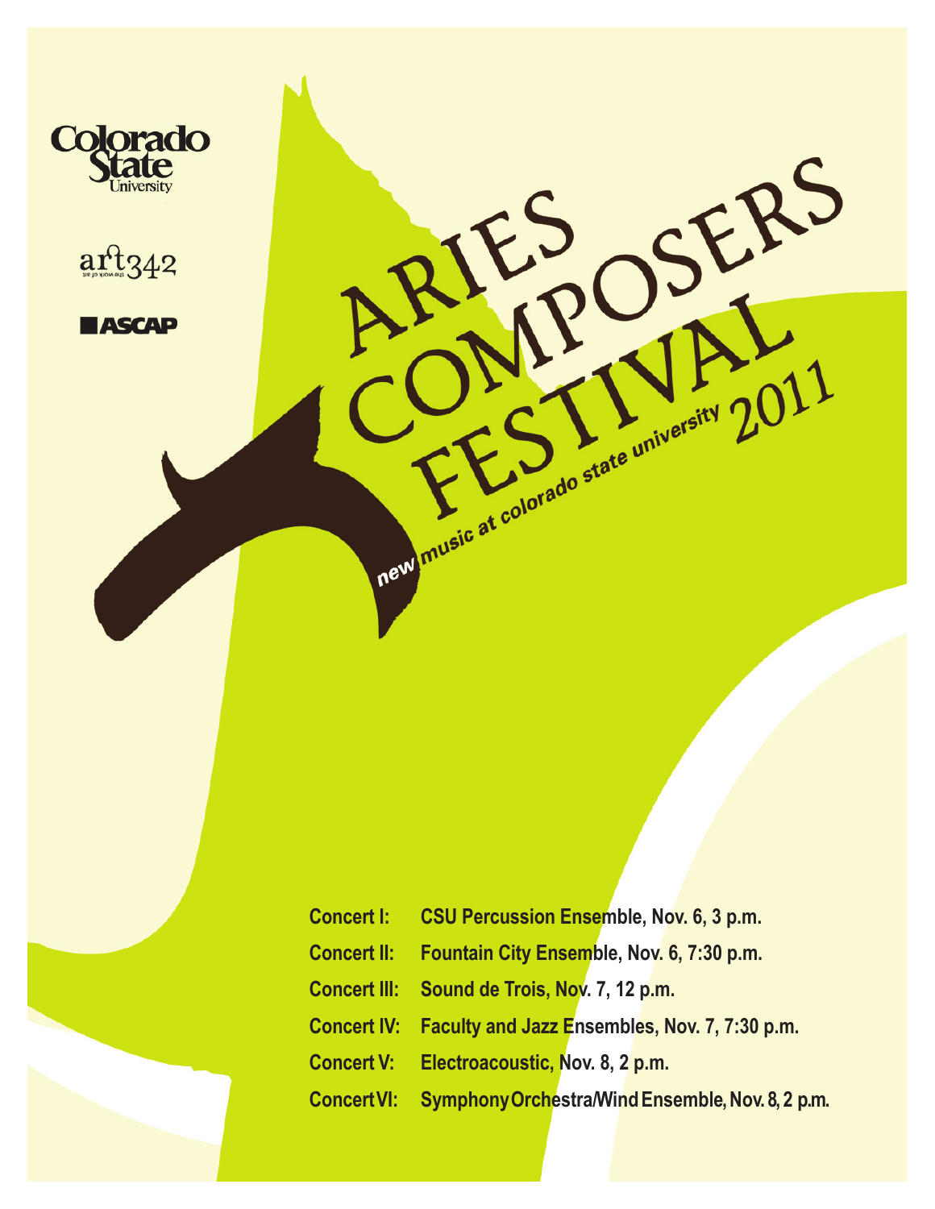Colorado State University

art342

ASCAP

# ARIES COMPOSERS FESTIVAL 2011

*new music at colorado state university*

| | |
|---|---|
| **Concert I:** | **CSU Percussion Ensemble, Nov. 6, 3 p.m.** |
| **Concert II:** | **Fountain City Ensemble, Nov. 6, 7:30 p.m.** |
| **Concert III:** | **Sound de Trois, Nov. 7, 12 p.m.** |
| **Concert IV:** | **Faculty and Jazz Ensembles, Nov. 7, 7:30 p.m.** |
| **Concert V:** | **Electroacoustic, Nov. 8, 2 p.m.** |
| **Concert VI:** | **Symphony Orchestra/Wind Ensemble, Nov. 8, 2 p.m.** |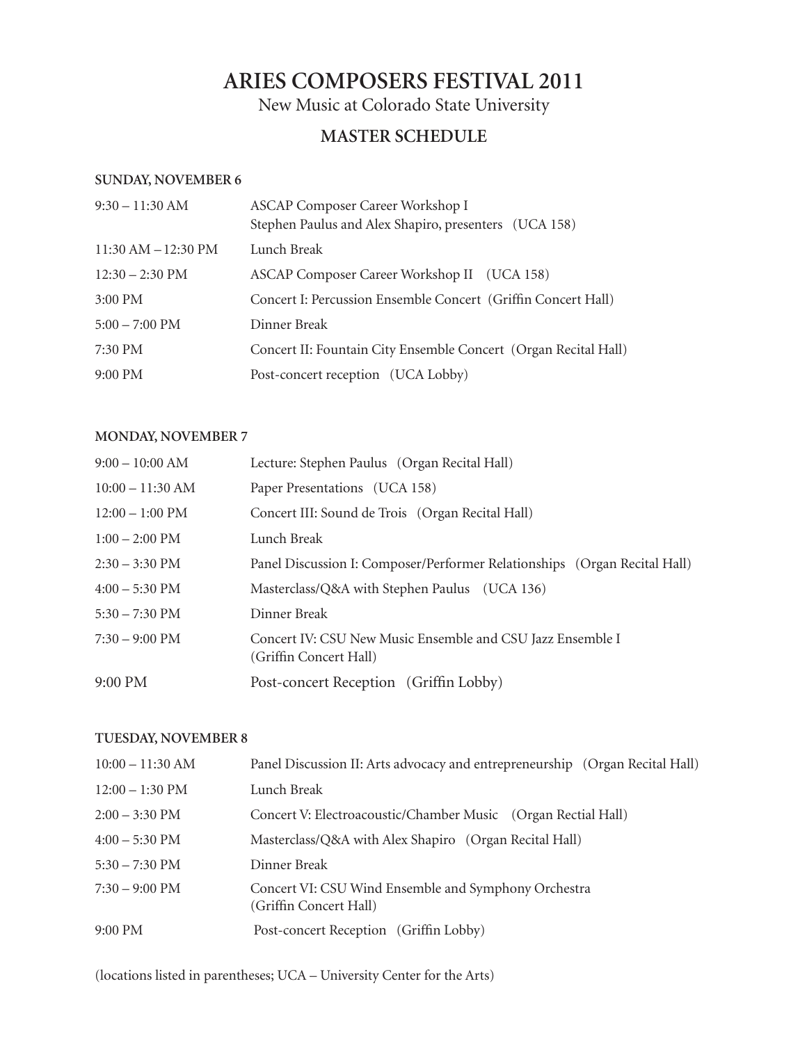# ARIES COMPOSERS FESTIVAL 2011

New Music at Colorado State University

## MASTER SCHEDULE

### SUNDAY, NOVEMBER 6

| | |
|---|---|
| 9:30 – 11:30 AM | ASCAP Composer Career Workshop I<br>Stephen Paulus and Alex Shapiro, presenters (UCA 158) |
| 11:30 AM – 12:30 PM | Lunch Break |
| 12:30 – 2:30 PM | ASCAP Composer Career Workshop II (UCA 158) |
| 3:00 PM | Concert I: Percussion Ensemble Concert (Griffin Concert Hall) |
| 5:00 – 7:00 PM | Dinner Break |
| 7:30 PM | Concert II: Fountain City Ensemble Concert (Organ Recital Hall) |
| 9:00 PM | Post-concert reception (UCA Lobby) |

### MONDAY, NOVEMBER 7

| | |
|---|---|
| 9:00 – 10:00 AM | Lecture: Stephen Paulus (Organ Recital Hall) |
| 10:00 – 11:30 AM | Paper Presentations (UCA 158) |
| 12:00 – 1:00 PM | Concert III: Sound de Trois (Organ Recital Hall) |
| 1:00 – 2:00 PM | Lunch Break |
| 2:30 – 3:30 PM | Panel Discussion I: Composer/Performer Relationships (Organ Recital Hall) |
| 4:00 – 5:30 PM | Masterclass/Q&A with Stephen Paulus (UCA 136) |
| 5:30 – 7:30 PM | Dinner Break |
| 7:30 – 9:00 PM | Concert IV: CSU New Music Ensemble and CSU Jazz Ensemble I<br>(Griffin Concert Hall) |
| 9:00 PM | Post-concert Reception (Griffin Lobby) |

### TUESDAY, NOVEMBER 8

| | |
|---|---|
| 10:00 – 11:30 AM | Panel Discussion II: Arts advocacy and entrepreneurship (Organ Recital Hall) |
| 12:00 – 1:30 PM | Lunch Break |
| 2:00 – 3:30 PM | Concert V: Electroacoustic/Chamber Music (Organ Rectial Hall) |
| 4:00 – 5:30 PM | Masterclass/Q&A with Alex Shapiro (Organ Recital Hall) |
| 5:30 – 7:30 PM | Dinner Break |
| 7:30 – 9:00 PM | Concert VI: CSU Wind Ensemble and Symphony Orchestra<br>(Griffin Concert Hall) |
| 9:00 PM | Post-concert Reception (Griffin Lobby) |

(locations listed in parentheses; UCA – University Center for the Arts)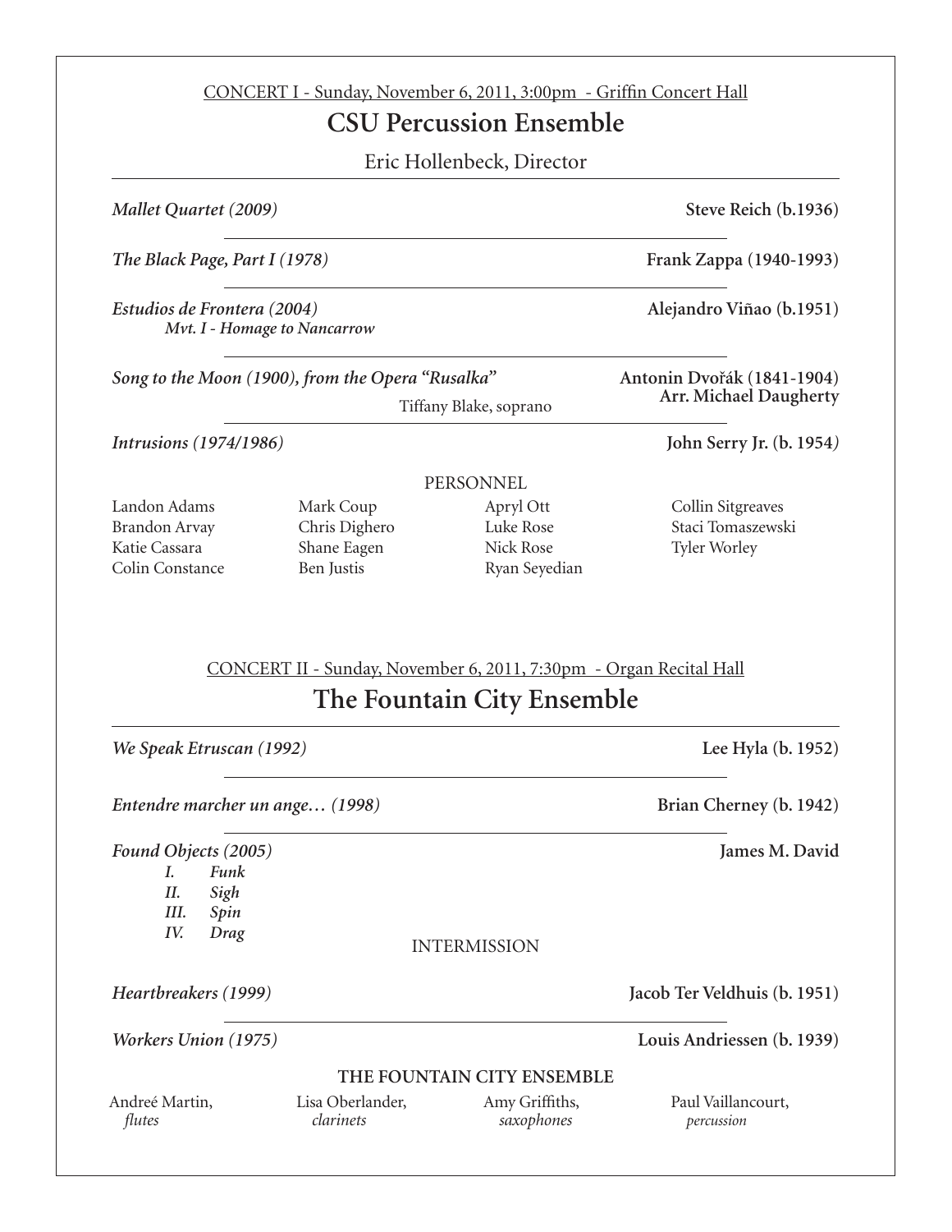CONCERT I - Sunday, November 6, 2011, 3:00pm - Griffin Concert Hall

## CSU Percussion Ensemble

Eric Hollenbeck, Director

*Mallet Quartet (2009)* — **Steve Reich (b.1936)**

*The Black Page, Part I (1978)* — **Frank Zappa (1940-1993)**

*Estudios de Frontera (2004)* — **Alejandro Viñao (b.1951)**
*Mvt. I - Homage to Nancarrow*

*Song to the Moon (1900), from the Opera "Rusalka"* — **Antonin Dvořák (1841-1904)**
**Arr. Michael Daugherty**
Tiffany Blake, soprano

*Intrusions (1974/1986)* — **John Serry Jr. (b. 1954)**

PERSONNEL

Landon Adams
Brandon Arvay
Katie Cassara
Colin Constance
Mark Coup
Chris Dighero
Shane Eagen
Ben Justis
Apryl Ott
Luke Rose
Nick Rose
Ryan Seyedian
Collin Sitgreaves
Staci Tomaszewski
Tyler Worley

CONCERT II - Sunday, November 6, 2011, 7:30pm - Organ Recital Hall

## The Fountain City Ensemble

*We Speak Etruscan (1992)* — **Lee Hyla (b. 1952)**

*Entendre marcher un ange… (1998)* — **Brian Cherney (b. 1942)**

*Found Objects (2005)* — **James M. David**
*I. Funk*
*II. Sigh*
*III. Spin*
*IV. Drag*

INTERMISSION

*Heartbreakers (1999)* — **Jacob Ter Veldhuis (b. 1951)**

*Workers Union (1975)* — **Louis Andriessen (b. 1939)**

**THE FOUNTAIN CITY ENSEMBLE**

Andreé Martin, *flutes*
Lisa Oberlander, *clarinets*
Amy Griffiths, *saxophones*
Paul Vaillancourt, *percussion*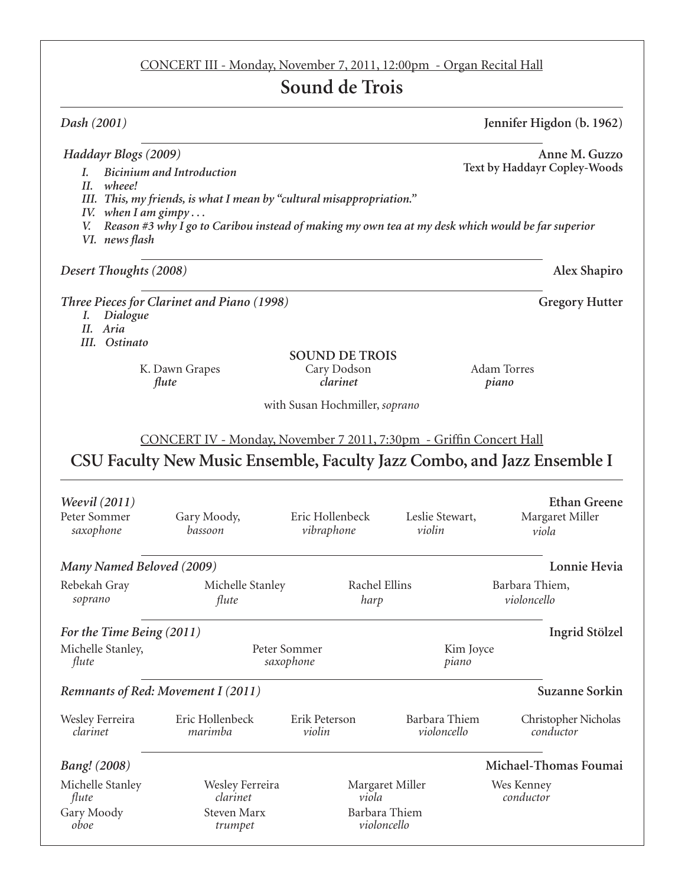CONCERT III - Monday, November 7, 2011, 12:00pm - Organ Recital Hall

## Sound de Trois

*Dash (2001)* — **Jennifer Higdon (b. 1962)**

*Haddayr Blogs (2009)* — **Anne M. Guzzo**
**Text by Haddayr Copley-Woods**

- *I. Bicinium and Introduction*
- *II. wheee!*
- *III. This, my friends, is what I mean by "cultural misappropriation."*
- *IV. when I am gimpy . . .*
- *V. Reason #3 why I go to Caribou instead of making my own tea at my desk which would be far superior*
- *VI. news flash*

*Desert Thoughts (2008)* — **Alex Shapiro**

*Three Pieces for Clarinet and Piano (1998)* — **Gregory Hutter**

- *I. Dialogue*
- *II. Aria*
- *III. Ostinato*

**SOUND DE TROIS**

K. Dawn Grapes, *flute*
Cary Dodson, *clarinet*
Adam Torres, *piano*

with Susan Hochmiller, *soprano*

CONCERT IV - Monday, November 7 2011, 7:30pm - Griffin Concert Hall

## CSU Faculty New Music Ensemble, Faculty Jazz Combo, and Jazz Ensemble I

*Weevil (2011)* — **Ethan Greene**

Peter Sommer, *saxophone*
Gary Moody, *bassoon*
Eric Hollenbeck, *vibraphone*
Leslie Stewart, *violin*
Margaret Miller, *viola*

*Many Named Beloved (2009)* — **Lonnie Hevia**

Rebekah Gray, *soprano*
Michelle Stanley, *flute*
Rachel Ellins, *harp*
Barbara Thiem, *violoncello*

*For the Time Being (2011)* — **Ingrid Stölzel**

Michelle Stanley, *flute*
Peter Sommer, *saxophone*
Kim Joyce, *piano*

*Remnants of Red: Movement I (2011)* — **Suzanne Sorkin**

Wesley Ferreira, *clarinet*
Eric Hollenbeck, *marimba*
Erik Peterson, *violin*
Barbara Thiem, *violoncello*
Christopher Nicholas, *conductor*

*Bang! (2008)* — **Michael-Thomas Foumai**

Michelle Stanley, *flute*
Wesley Ferreira, *clarinet*
Margaret Miller, *viola*
Wes Kenney, *conductor*
Gary Moody, *oboe*
Steven Marx, *trumpet*
Barbara Thiem, *violoncello*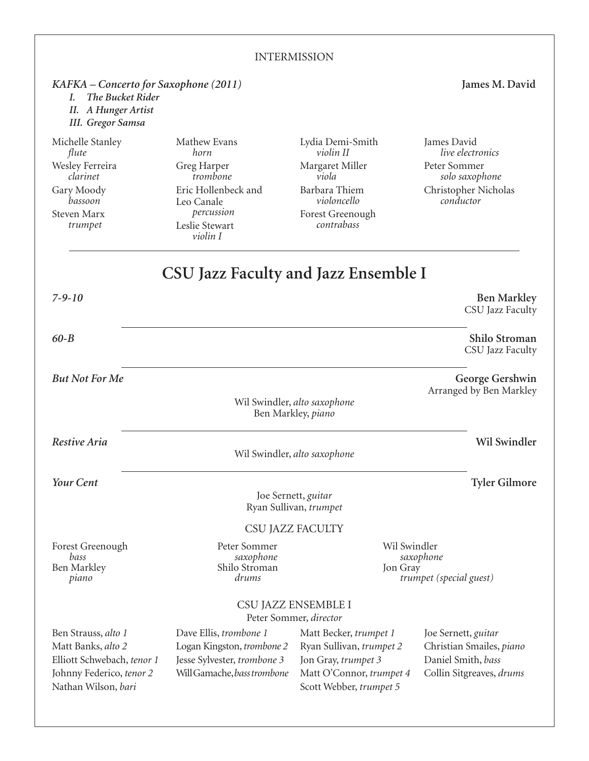INTERMISSION

***KAFKA – Concerto for Saxophone (2011)*** **James M. David**

- ***I. The Bucket Rider***
- ***II. A Hunger Artist***
- ***III. Gregor Samsa***

Michelle Stanley
*flute*

Wesley Ferreira
*clarinet*

Gary Moody
*bassoon*

Steven Marx
*trumpet*

Mathew Evans
*horn*

Greg Harper
*trombone*

Eric Hollenbeck and Leo Canale
*percussion*

Leslie Stewart
*violin I*

Lydia Demi-Smith
*violin II*

Margaret Miller
*viola*

Barbara Thiem
*violoncello*

Forest Greenough
*contrabass*

James David
*live electronics*

Peter Sommer
*solo saxophone*

Christopher Nicholas
*conductor*

---

## CSU Jazz Faculty and Jazz Ensemble I

***7-9-10*** **Ben Markley**
CSU Jazz Faculty

---

***60-B*** **Shilo Stroman**
CSU Jazz Faculty

---

***But Not For Me*** **George Gershwin**
Arranged by Ben Markley

Wil Swindler, *alto saxophone*
Ben Markley, *piano*

---

***Restive Aria*** **Wil Swindler**

Wil Swindler, *alto saxophone*

---

***Your Cent*** **Tyler Gilmore**

Joe Sernett, *guitar*
Ryan Sullivan, *trumpet*

### CSU JAZZ FACULTY

Forest Greenough
*bass*

Ben Markley
*piano*

Peter Sommer
*saxophone*

Shilo Stroman
*drums*

Wil Swindler
*saxophone*

Jon Gray
*trumpet (special guest)*

### CSU JAZZ ENSEMBLE I

Peter Sommer, *director*

Ben Strauss, *alto 1*
Matt Banks, *alto 2*
Elliott Schwebach, *tenor 1*
Johnny Federico, *tenor 2*
Nathan Wilson, *bari*

Dave Ellis, *trombone 1*
Logan Kingston, *trombone 2*
Jesse Sylvester, *trombone 3*
Will Gamache, *bass trombone*

Matt Becker, *trumpet 1*
Ryan Sullivan, *trumpet 2*
Jon Gray, *trumpet 3*
Matt O'Connor, *trumpet 4*
Scott Webber, *trumpet 5*

Joe Sernett, *guitar*
Christian Smailes, *piano*
Daniel Smith, *bass*
Collin Sitgreaves, *drums*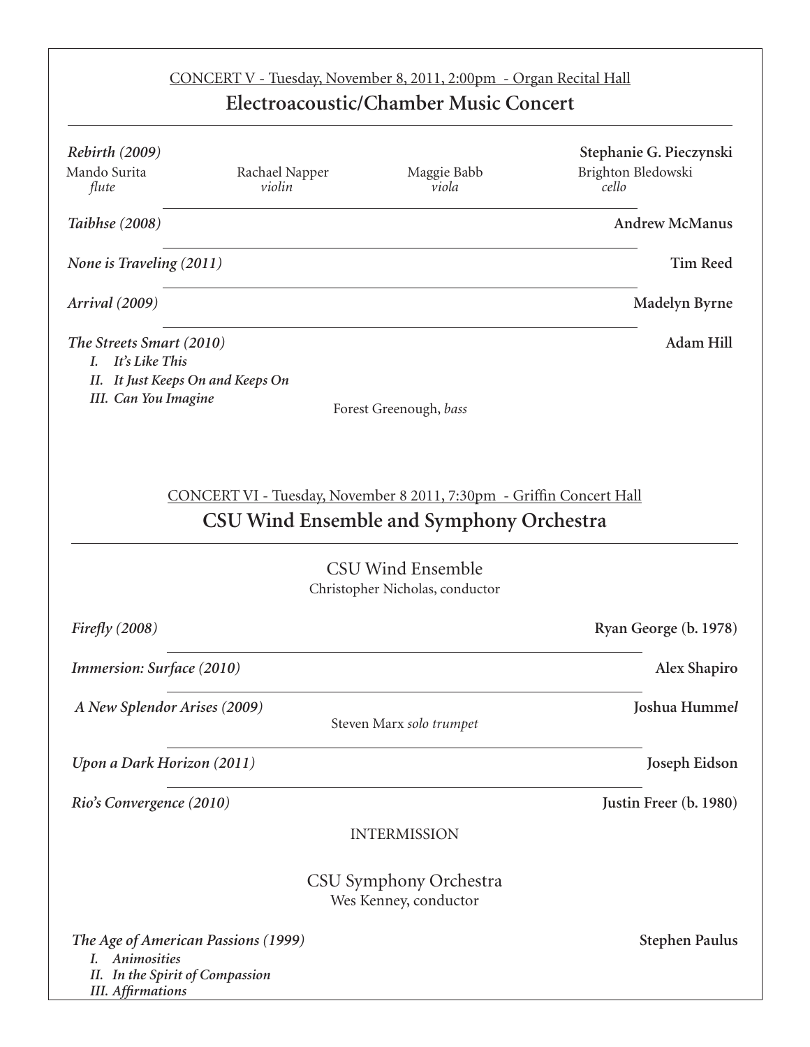CONCERT V - Tuesday, November 8, 2011, 2:00pm - Organ Recital Hall

## Electroacoustic/Chamber Music Concert

***Rebirth (2009)*** — **Stephanie G. Pieczynski**

Mando Surita, *flute*
Rachael Napper, *violin*
Maggie Babb, *viola*
Brighton Bledowski, *cello*

***Taibhse (2008)*** — **Andrew McManus**

***None is Traveling (2011)*** — **Tim Reed**

***Arrival (2009)*** — **Madelyn Byrne**

***The Streets Smart (2010)*** — **Adam Hill**

*I. It's Like This*
*II. It Just Keeps On and Keeps On*
*III. Can You Imagine*

Forest Greenough, *bass*

CONCERT VI - Tuesday, November 8 2011, 7:30pm - Griffin Concert Hall

## CSU Wind Ensemble and Symphony Orchestra

CSU Wind Ensemble
Christopher Nicholas, conductor

***Firefly (2008)*** — **Ryan George (b. 1978)**

***Immersion: Surface (2010)*** — **Alex Shapiro**

***A New Splendor Arises (2009)*** — **Joshua Hummel**

Steven Marx *solo trumpet*

***Upon a Dark Horizon (2011)*** — **Joseph Eidson**

***Rio's Convergence (2010)*** — **Justin Freer (b. 1980)**

INTERMISSION

CSU Symphony Orchestra
Wes Kenney, conductor

***The Age of American Passions (1999)*** — **Stephen Paulus**

*I. Animosities*
*II. In the Spirit of Compassion*
*III. Affirmations*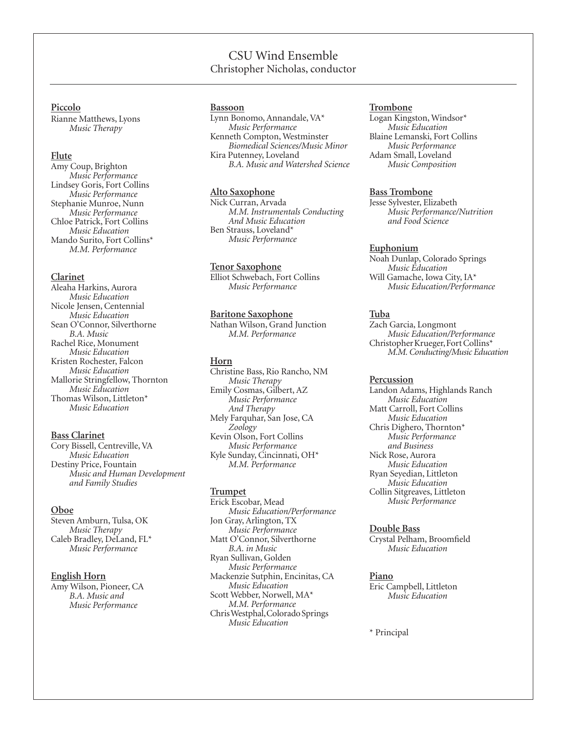# CSU Wind Ensemble

Christopher Nicholas, conductor

---

**Piccolo**

Rianne Matthews, Lyons
*Music Therapy*

**Flute**

Amy Coup, Brighton
*Music Performance*
Lindsey Goris, Fort Collins
*Music Performance*
Stephanie Munroe, Nunn
*Music Performance*
Chloe Patrick, Fort Collins
*Music Education*
Mando Surito, Fort Collins*
*M.M. Performance*

**Clarinet**

Aleaha Harkins, Aurora
*Music Education*
Nicole Jensen, Centennial
*Music Education*
Sean O'Connor, Silverthorne
*B.A. Music*
Rachel Rice, Monument
*Music Education*
Kristen Rochester, Falcon
*Music Education*
Mallorie Stringfellow, Thornton
*Music Education*
Thomas Wilson, Littleton*
*Music Education*

**Bass Clarinet**

Cory Bissell, Centreville, VA
*Music Education*
Destiny Price, Fountain
*Music and Human Development and Family Studies*

**Oboe**

Steven Amburn, Tulsa, OK
*Music Therapy*
Caleb Bradley, DeLand, FL*
*Music Performance*

**English Horn**

Amy Wilson, Pioneer, CA
*B.A. Music and Music Performance*

**Bassoon**

Lynn Bonomo, Annandale, VA*
*Music Performance*
Kenneth Compton, Westminster
*Biomedical Sciences/Music Minor*
Kira Putenney, Loveland
*B.A. Music and Watershed Science*

**Alto Saxophone**

Nick Curran, Arvada
*M.M. Instrumentals Conducting And Music Education*
Ben Strauss, Loveland*
*Music Performance*

**Tenor Saxophone**

Elliot Schwebach, Fort Collins
*Music Performance*

**Baritone Saxophone**

Nathan Wilson, Grand Junction
*M.M. Performance*

**Horn**

Christine Bass, Rio Rancho, NM
*Music Therapy*
Emily Cosmas, Gilbert, AZ
*Music Performance And Therapy*
Mely Farquhar, San Jose, CA
*Zoology*
Kevin Olson, Fort Collins
*Music Performance*
Kyle Sunday, Cincinnati, OH*
*M.M. Performance*

**Trumpet**

Erick Escobar, Mead
*Music Education/Performance*
Jon Gray, Arlington, TX
*Music Performance*
Matt O'Connor, Silverthorne
*B.A. in Music*
Ryan Sullivan, Golden
*Music Performance*
Mackenzie Sutphin, Encinitas, CA
*Music Education*
Scott Webber, Norwell, MA*
*M.M. Performance*
Chris Westphal, Colorado Springs
*Music Education*

**Trombone**

Logan Kingston, Windsor*
*Music Education*
Blaine Lemanski, Fort Collins
*Music Performance*
Adam Small, Loveland
*Music Composition*

**Bass Trombone**

Jesse Sylvester, Elizabeth
*Music Performance/Nutrition and Food Science*

**Euphonium**

Noah Dunlap, Colorado Springs
*Music Education*
Will Gamache, Iowa City, IA*
*Music Education/Performance*

**Tuba**

Zach Garcia, Longmont
*Music Education/Performance*
Christopher Krueger, Fort Collins*
*M.M. Conducting/Music Education*

**Percussion**

Landon Adams, Highlands Ranch
*Music Education*
Matt Carroll, Fort Collins
*Music Education*
Chris Dighero, Thornton*
*Music Performance and Business*
Nick Rose, Aurora
*Music Education*
Ryan Seyedian, Littleton
*Music Education*
Collin Sitgreaves, Littleton
*Music Performance*

**Double Bass**

Crystal Pelham, Broomfield
*Music Education*

**Piano**

Eric Campbell, Littleton
*Music Education*

* Principal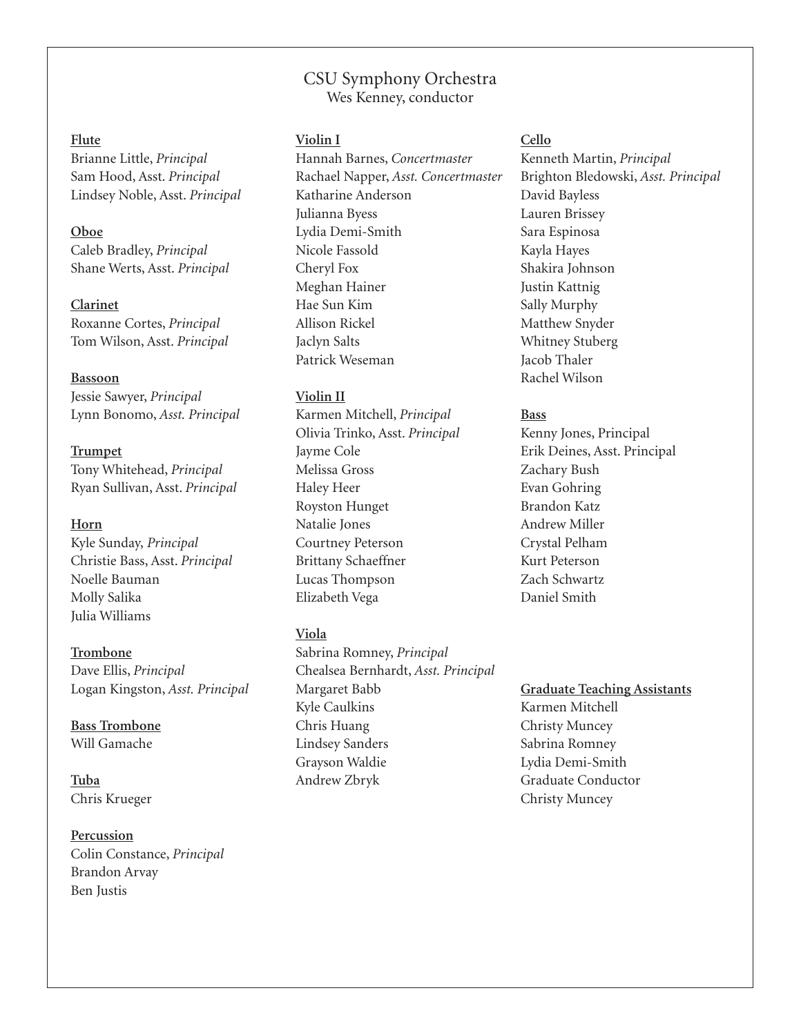# CSU Symphony Orchestra

Wes Kenney, conductor

**Flute**
Brianne Little, *Principal*
Sam Hood, Asst. *Principal*
Lindsey Noble, Asst. *Principal*

**Oboe**
Caleb Bradley, *Principal*
Shane Werts, Asst. *Principal*

**Clarinet**
Roxanne Cortes, *Principal*
Tom Wilson, Asst. *Principal*

**Bassoon**
Jessie Sawyer, *Principal*
Lynn Bonomo, *Asst. Principal*

**Trumpet**
Tony Whitehead, *Principal*
Ryan Sullivan, Asst. *Principal*

**Horn**
Kyle Sunday, *Principal*
Christie Bass, Asst. *Principal*
Noelle Bauman
Molly Salika
Julia Williams

**Trombone**
Dave Ellis, *Principal*
Logan Kingston, *Asst. Principal*

**Bass Trombone**
Will Gamache

**Tuba**
Chris Krueger

**Percussion**
Colin Constance, *Principal*
Brandon Arvay
Ben Justis

**Violin I**
Hannah Barnes, *Concertmaster*
Rachael Napper, *Asst. Concertmaster*
Katharine Anderson
Julianna Byess
Lydia Demi-Smith
Nicole Fassold
Cheryl Fox
Meghan Hainer
Hae Sun Kim
Allison Rickel
Jaclyn Salts
Patrick Weseman

**Violin II**
Karmen Mitchell, *Principal*
Olivia Trinko, Asst. *Principal*
Jayme Cole
Melissa Gross
Haley Heer
Royston Hunget
Natalie Jones
Courtney Peterson
Brittany Schaeffner
Lucas Thompson
Elizabeth Vega

**Viola**
Sabrina Romney, *Principal*
Chealsea Bernhardt, *Asst. Principal*
Margaret Babb
Kyle Caulkins
Chris Huang
Lindsey Sanders
Grayson Waldie
Andrew Zbryk

**Cello**
Kenneth Martin, *Principal*
Brighton Bledowski, *Asst. Principal*
David Bayless
Lauren Brissey
Sara Espinosa
Kayla Hayes
Shakira Johnson
Justin Kattnig
Sally Murphy
Matthew Snyder
Whitney Stuberg
Jacob Thaler
Rachel Wilson

**Bass**
Kenny Jones, Principal
Erik Deines, Asst. Principal
Zachary Bush
Evan Gohring
Brandon Katz
Andrew Miller
Crystal Pelham
Kurt Peterson
Zach Schwartz
Daniel Smith

**Graduate Teaching Assistants**
Karmen Mitchell
Christy Muncey
Sabrina Romney
Lydia Demi-Smith
Graduate Conductor
Christy Muncey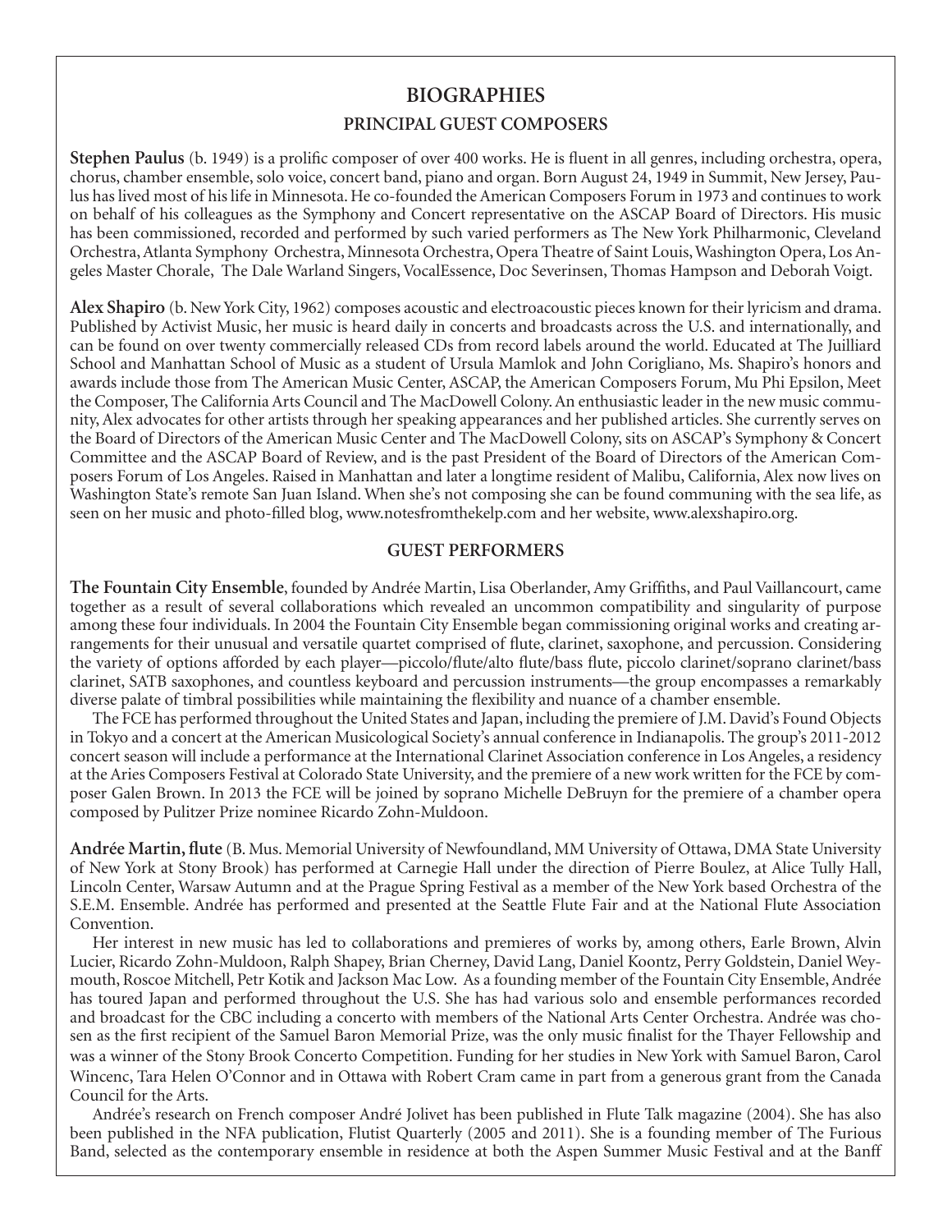# BIOGRAPHIES

## PRINCIPAL GUEST COMPOSERS

**Stephen Paulus** (b. 1949) is a prolific composer of over 400 works. He is fluent in all genres, including orchestra, opera, chorus, chamber ensemble, solo voice, concert band, piano and organ. Born August 24, 1949 in Summit, New Jersey, Paulus has lived most of his life in Minnesota. He co-founded the American Composers Forum in 1973 and continues to work on behalf of his colleagues as the Symphony and Concert representative on the ASCAP Board of Directors. His music has been commissioned, recorded and performed by such varied performers as The New York Philharmonic, Cleveland Orchestra, Atlanta Symphony Orchestra, Minnesota Orchestra, Opera Theatre of Saint Louis, Washington Opera, Los Angeles Master Chorale, The Dale Warland Singers, VocalEssence, Doc Severinsen, Thomas Hampson and Deborah Voigt.

**Alex Shapiro** (b. New York City, 1962) composes acoustic and electroacoustic pieces known for their lyricism and drama. Published by Activist Music, her music is heard daily in concerts and broadcasts across the U.S. and internationally, and can be found on over twenty commercially released CDs from record labels around the world. Educated at The Juilliard School and Manhattan School of Music as a student of Ursula Mamlok and John Corigliano, Ms. Shapiro's honors and awards include those from The American Music Center, ASCAP, the American Composers Forum, Mu Phi Epsilon, Meet the Composer, The California Arts Council and The MacDowell Colony. An enthusiastic leader in the new music community, Alex advocates for other artists through her speaking appearances and her published articles. She currently serves on the Board of Directors of the American Music Center and The MacDowell Colony, sits on ASCAP's Symphony & Concert Committee and the ASCAP Board of Review, and is the past President of the Board of Directors of the American Composers Forum of Los Angeles. Raised in Manhattan and later a longtime resident of Malibu, California, Alex now lives on Washington State's remote San Juan Island. When she's not composing she can be found communing with the sea life, as seen on her music and photo-filled blog, www.notesfromthekelp.com and her website, www.alexshapiro.org.

## GUEST PERFORMERS

**The Fountain City Ensemble**, founded by Andrée Martin, Lisa Oberlander, Amy Griffiths, and Paul Vaillancourt, came together as a result of several collaborations which revealed an uncommon compatibility and singularity of purpose among these four individuals. In 2004 the Fountain City Ensemble began commissioning original works and creating arrangements for their unusual and versatile quartet comprised of flute, clarinet, saxophone, and percussion. Considering the variety of options afforded by each player—piccolo/flute/alto flute/bass flute, piccolo clarinet/soprano clarinet/bass clarinet, SATB saxophones, and countless keyboard and percussion instruments—the group encompasses a remarkably diverse palate of timbral possibilities while maintaining the flexibility and nuance of a chamber ensemble.

The FCE has performed throughout the United States and Japan, including the premiere of J.M. David's Found Objects in Tokyo and a concert at the American Musicological Society's annual conference in Indianapolis. The group's 2011-2012 concert season will include a performance at the International Clarinet Association conference in Los Angeles, a residency at the Aries Composers Festival at Colorado State University, and the premiere of a new work written for the FCE by composer Galen Brown. In 2013 the FCE will be joined by soprano Michelle DeBruyn for the premiere of a chamber opera composed by Pulitzer Prize nominee Ricardo Zohn-Muldoon.

**Andrée Martin, flute** (B. Mus. Memorial University of Newfoundland, MM University of Ottawa, DMA State University of New York at Stony Brook) has performed at Carnegie Hall under the direction of Pierre Boulez, at Alice Tully Hall, Lincoln Center, Warsaw Autumn and at the Prague Spring Festival as a member of the New York based Orchestra of the S.E.M. Ensemble. Andrée has performed and presented at the Seattle Flute Fair and at the National Flute Association Convention.

Her interest in new music has led to collaborations and premieres of works by, among others, Earle Brown, Alvin Lucier, Ricardo Zohn-Muldoon, Ralph Shapey, Brian Cherney, David Lang, Daniel Koontz, Perry Goldstein, Daniel Weymouth, Roscoe Mitchell, Petr Kotik and Jackson Mac Low. As a founding member of the Fountain City Ensemble, Andrée has toured Japan and performed throughout the U.S. She has had various solo and ensemble performances recorded and broadcast for the CBC including a concerto with members of the National Arts Center Orchestra. Andrée was chosen as the first recipient of the Samuel Baron Memorial Prize, was the only music finalist for the Thayer Fellowship and was a winner of the Stony Brook Concerto Competition. Funding for her studies in New York with Samuel Baron, Carol Wincenc, Tara Helen O'Connor and in Ottawa with Robert Cram came in part from a generous grant from the Canada Council for the Arts.

Andrée's research on French composer André Jolivet has been published in Flute Talk magazine (2004). She has also been published in the NFA publication, Flutist Quarterly (2005 and 2011). She is a founding member of The Furious Band, selected as the contemporary ensemble in residence at both the Aspen Summer Music Festival and at the Banff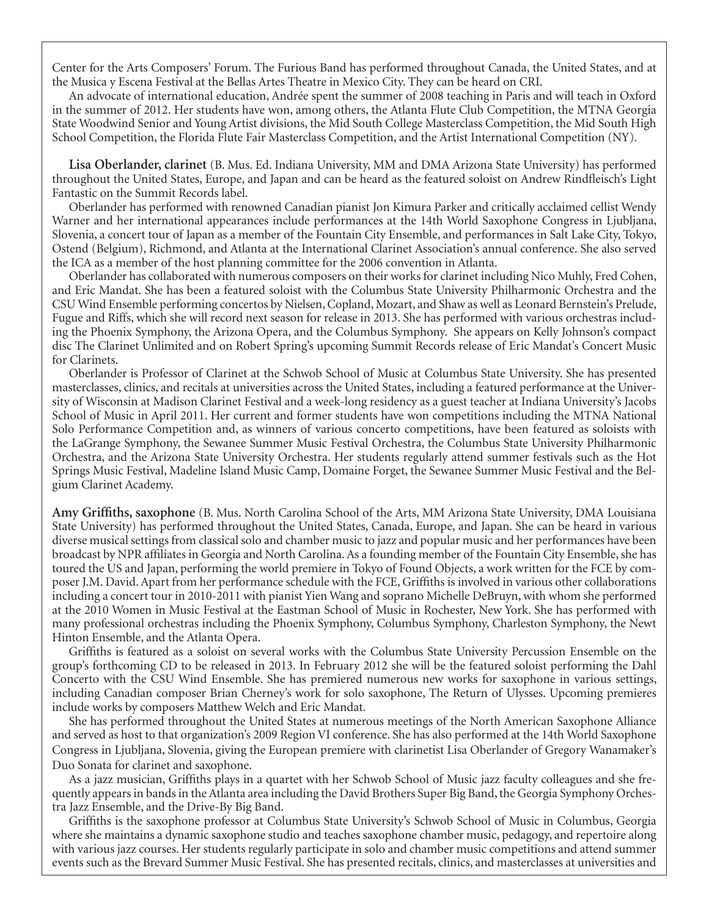Center for the Arts Composers' Forum. The Furious Band has performed throughout Canada, the United States, and at the Musica y Escena Festival at the Bellas Artes Theatre in Mexico City. They can be heard on CRI.

An advocate of international education, Andrée spent the summer of 2008 teaching in Paris and will teach in Oxford in the summer of 2012. Her students have won, among others, the Atlanta Flute Club Competition, the MTNA Georgia State Woodwind Senior and Young Artist divisions, the Mid South College Masterclass Competition, the Mid South High School Competition, the Florida Flute Fair Masterclass Competition, and the Artist International Competition (NY).

**Lisa Oberlander, clarinet** (B. Mus. Ed. Indiana University, MM and DMA Arizona State University) has performed throughout the United States, Europe, and Japan and can be heard as the featured soloist on Andrew Rindfleisch's Light Fantastic on the Summit Records label.

Oberlander has performed with renowned Canadian pianist Jon Kimura Parker and critically acclaimed cellist Wendy Warner and her international appearances include performances at the 14th World Saxophone Congress in Ljubljana, Slovenia, a concert tour of Japan as a member of the Fountain City Ensemble, and performances in Salt Lake City, Tokyo, Ostend (Belgium), Richmond, and Atlanta at the International Clarinet Association's annual conference. She also served the ICA as a member of the host planning committee for the 2006 convention in Atlanta.

Oberlander has collaborated with numerous composers on their works for clarinet including Nico Muhly, Fred Cohen, and Eric Mandat. She has been a featured soloist with the Columbus State University Philharmonic Orchestra and the CSU Wind Ensemble performing concertos by Nielsen, Copland, Mozart, and Shaw as well as Leonard Bernstein's Prelude, Fugue and Riffs, which she will record next season for release in 2013. She has performed with various orchestras including the Phoenix Symphony, the Arizona Opera, and the Columbus Symphony. She appears on Kelly Johnson's compact disc The Clarinet Unlimited and on Robert Spring's upcoming Summit Records release of Eric Mandat's Concert Music for Clarinets.

Oberlander is Professor of Clarinet at the Schwob School of Music at Columbus State University. She has presented masterclasses, clinics, and recitals at universities across the United States, including a featured performance at the University of Wisconsin at Madison Clarinet Festival and a week-long residency as a guest teacher at Indiana University's Jacobs School of Music in April 2011. Her current and former students have won competitions including the MTNA National Solo Performance Competition and, as winners of various concerto competitions, have been featured as soloists with the LaGrange Symphony, the Sewanee Summer Music Festival Orchestra, the Columbus State University Philharmonic Orchestra, and the Arizona State University Orchestra. Her students regularly attend summer festivals such as the Hot Springs Music Festival, Madeline Island Music Camp, Domaine Forget, the Sewanee Summer Music Festival and the Belgium Clarinet Academy.

**Amy Griffiths, saxophone** (B. Mus. North Carolina School of the Arts, MM Arizona State University, DMA Louisiana State University) has performed throughout the United States, Canada, Europe, and Japan. She can be heard in various diverse musical settings from classical solo and chamber music to jazz and popular music and her performances have been broadcast by NPR affiliates in Georgia and North Carolina. As a founding member of the Fountain City Ensemble, she has toured the US and Japan, performing the world premiere in Tokyo of Found Objects, a work written for the FCE by composer J.M. David. Apart from her performance schedule with the FCE, Griffiths is involved in various other collaborations including a concert tour in 2010-2011 with pianist Yien Wang and soprano Michelle DeBruyn, with whom she performed at the 2010 Women in Music Festival at the Eastman School of Music in Rochester, New York. She has performed with many professional orchestras including the Phoenix Symphony, Columbus Symphony, Charleston Symphony, the Newt Hinton Ensemble, and the Atlanta Opera.

Griffiths is featured as a soloist on several works with the Columbus State University Percussion Ensemble on the group's forthcoming CD to be released in 2013. In February 2012 she will be the featured soloist performing the Dahl Concerto with the CSU Wind Ensemble. She has premiered numerous new works for saxophone in various settings, including Canadian composer Brian Cherney's work for solo saxophone, The Return of Ulysses. Upcoming premieres include works by composers Matthew Welch and Eric Mandat.

She has performed throughout the United States at numerous meetings of the North American Saxophone Alliance and served as host to that organization's 2009 Region VI conference. She has also performed at the 14th World Saxophone Congress in Ljubljana, Slovenia, giving the European premiere with clarinetist Lisa Oberlander of Gregory Wanamaker's Duo Sonata for clarinet and saxophone.

As a jazz musician, Griffiths plays in a quartet with her Schwob School of Music jazz faculty colleagues and she frequently appears in bands in the Atlanta area including the David Brothers Super Big Band, the Georgia Symphony Orchestra Jazz Ensemble, and the Drive-By Big Band.

Griffiths is the saxophone professor at Columbus State University's Schwob School of Music in Columbus, Georgia where she maintains a dynamic saxophone studio and teaches saxophone chamber music, pedagogy, and repertoire along with various jazz courses. Her students regularly participate in solo and chamber music competitions and attend summer events such as the Brevard Summer Music Festival. She has presented recitals, clinics, and masterclasses at universities and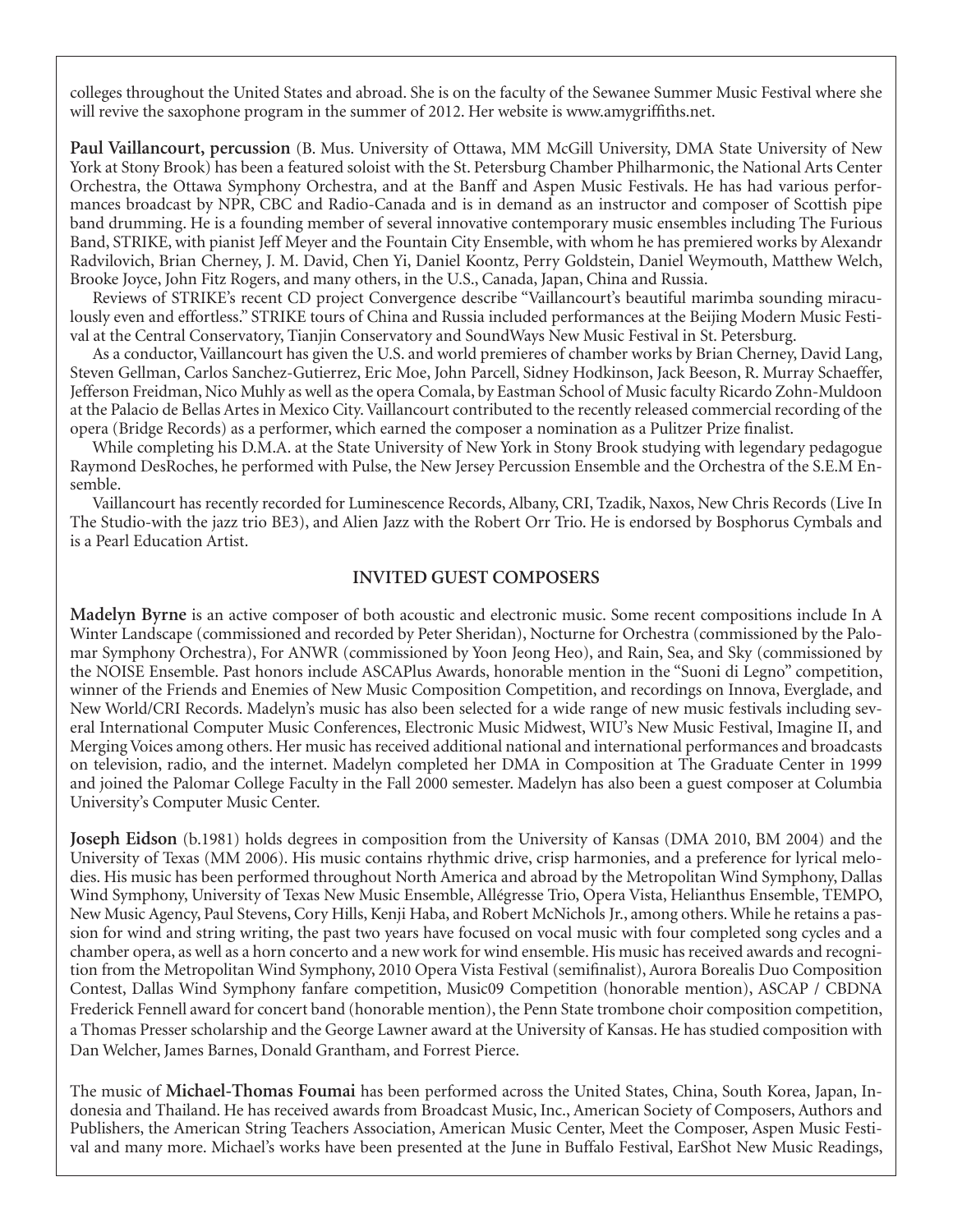colleges throughout the United States and abroad. She is on the faculty of the Sewanee Summer Music Festival where she will revive the saxophone program in the summer of 2012. Her website is www.amygriffiths.net.

**Paul Vaillancourt, percussion** (B. Mus. University of Ottawa, MM McGill University, DMA State University of New York at Stony Brook) has been a featured soloist with the St. Petersburg Chamber Philharmonic, the National Arts Center Orchestra, the Ottawa Symphony Orchestra, and at the Banff and Aspen Music Festivals. He has had various performances broadcast by NPR, CBC and Radio-Canada and is in demand as an instructor and composer of Scottish pipe band drumming. He is a founding member of several innovative contemporary music ensembles including The Furious Band, STRIKE, with pianist Jeff Meyer and the Fountain City Ensemble, with whom he has premiered works by Alexandr Radvilovich, Brian Cherney, J. M. David, Chen Yi, Daniel Koontz, Perry Goldstein, Daniel Weymouth, Matthew Welch, Brooke Joyce, John Fitz Rogers, and many others, in the U.S., Canada, Japan, China and Russia.

Reviews of STRIKE's recent CD project Convergence describe "Vaillancourt's beautiful marimba sounding miraculously even and effortless." STRIKE tours of China and Russia included performances at the Beijing Modern Music Festival at the Central Conservatory, Tianjin Conservatory and SoundWays New Music Festival in St. Petersburg.

As a conductor, Vaillancourt has given the U.S. and world premieres of chamber works by Brian Cherney, David Lang, Steven Gellman, Carlos Sanchez-Gutierrez, Eric Moe, John Parcell, Sidney Hodkinson, Jack Beeson, R. Murray Schaeffer, Jefferson Freidman, Nico Muhly as well as the opera Comala, by Eastman School of Music faculty Ricardo Zohn-Muldoon at the Palacio de Bellas Artes in Mexico City. Vaillancourt contributed to the recently released commercial recording of the opera (Bridge Records) as a performer, which earned the composer a nomination as a Pulitzer Prize finalist.

While completing his D.M.A. at the State University of New York in Stony Brook studying with legendary pedagogue Raymond DesRoches, he performed with Pulse, the New Jersey Percussion Ensemble and the Orchestra of the S.E.M Ensemble.

Vaillancourt has recently recorded for Luminescence Records, Albany, CRI, Tzadik, Naxos, New Chris Records (Live In The Studio-with the jazz trio BE3), and Alien Jazz with the Robert Orr Trio. He is endorsed by Bosphorus Cymbals and is a Pearl Education Artist.

## INVITED GUEST COMPOSERS

**Madelyn Byrne** is an active composer of both acoustic and electronic music. Some recent compositions include In A Winter Landscape (commissioned and recorded by Peter Sheridan), Nocturne for Orchestra (commissioned by the Palomar Symphony Orchestra), For ANWR (commissioned by Yoon Jeong Heo), and Rain, Sea, and Sky (commissioned by the NOISE Ensemble. Past honors include ASCAPlus Awards, honorable mention in the "Suoni di Legno" competition, winner of the Friends and Enemies of New Music Composition Competition, and recordings on Innova, Everglade, and New World/CRI Records. Madelyn's music has also been selected for a wide range of new music festivals including several International Computer Music Conferences, Electronic Music Midwest, WIU's New Music Festival, Imagine II, and Merging Voices among others. Her music has received additional national and international performances and broadcasts on television, radio, and the internet. Madelyn completed her DMA in Composition at The Graduate Center in 1999 and joined the Palomar College Faculty in the Fall 2000 semester. Madelyn has also been a guest composer at Columbia University's Computer Music Center.

**Joseph Eidson** (b.1981) holds degrees in composition from the University of Kansas (DMA 2010, BM 2004) and the University of Texas (MM 2006). His music contains rhythmic drive, crisp harmonies, and a preference for lyrical melodies. His music has been performed throughout North America and abroad by the Metropolitan Wind Symphony, Dallas Wind Symphony, University of Texas New Music Ensemble, Allégresse Trio, Opera Vista, Helianthus Ensemble, TEMPO, New Music Agency, Paul Stevens, Cory Hills, Kenji Haba, and Robert McNichols Jr., among others. While he retains a passion for wind and string writing, the past two years have focused on vocal music with four completed song cycles and a chamber opera, as well as a horn concerto and a new work for wind ensemble. His music has received awards and recognition from the Metropolitan Wind Symphony, 2010 Opera Vista Festival (semifinalist), Aurora Borealis Duo Composition Contest, Dallas Wind Symphony fanfare competition, Music09 Competition (honorable mention), ASCAP / CBDNA Frederick Fennell award for concert band (honorable mention), the Penn State trombone choir composition competition, a Thomas Presser scholarship and the George Lawner award at the University of Kansas. He has studied composition with Dan Welcher, James Barnes, Donald Grantham, and Forrest Pierce.

The music of **Michael-Thomas Foumai** has been performed across the United States, China, South Korea, Japan, Indonesia and Thailand. He has received awards from Broadcast Music, Inc., American Society of Composers, Authors and Publishers, the American String Teachers Association, American Music Center, Meet the Composer, Aspen Music Festival and many more. Michael's works have been presented at the June in Buffalo Festival, EarShot New Music Readings,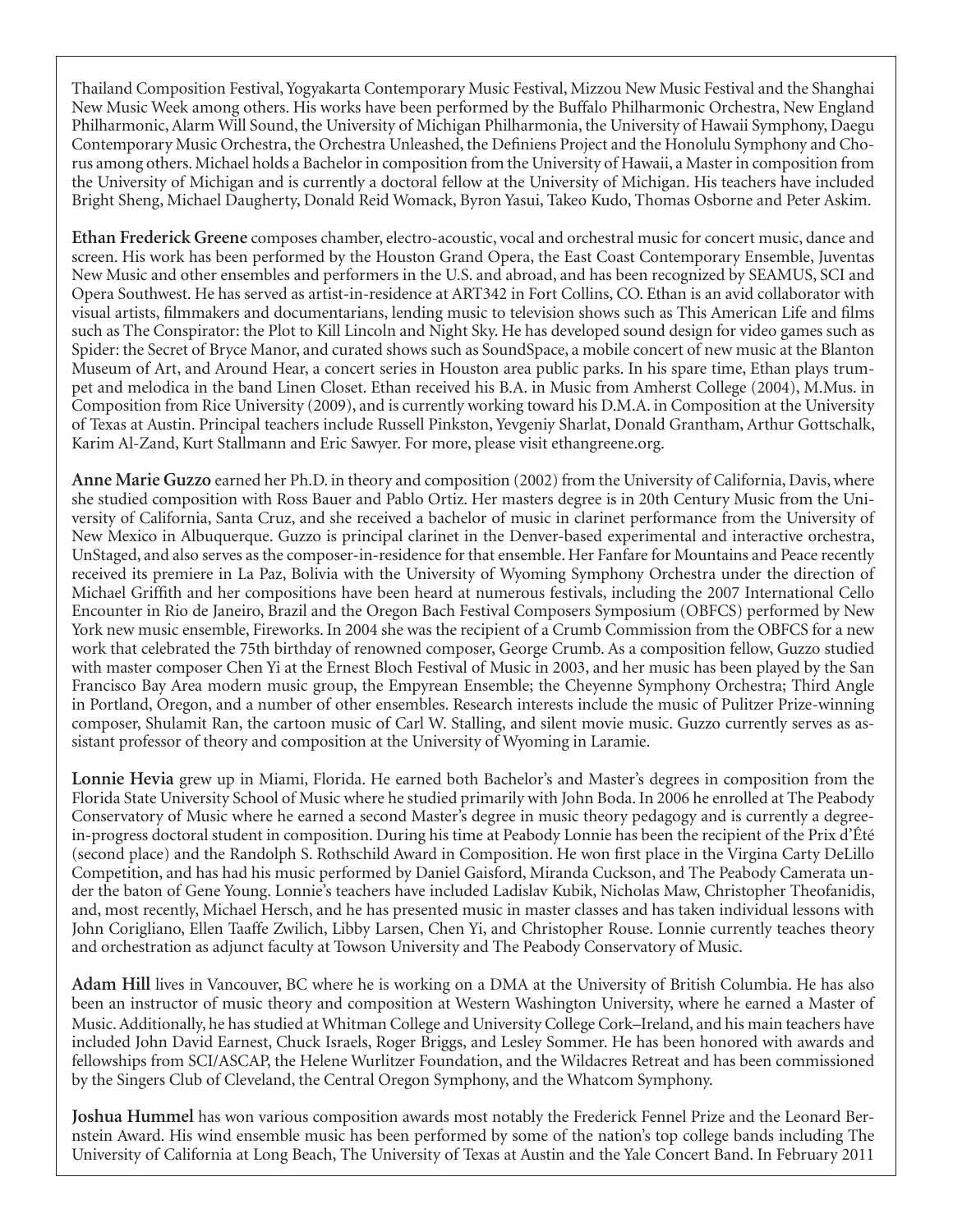Thailand Composition Festival, Yogyakarta Contemporary Music Festival, Mizzou New Music Festival and the Shanghai New Music Week among others. His works have been performed by the Buffalo Philharmonic Orchestra, New England Philharmonic, Alarm Will Sound, the University of Michigan Philharmonia, the University of Hawaii Symphony, Daegu Contemporary Music Orchestra, the Orchestra Unleashed, the Definiens Project and the Honolulu Symphony and Chorus among others. Michael holds a Bachelor in composition from the University of Hawaii, a Master in composition from the University of Michigan and is currently a doctoral fellow at the University of Michigan. His teachers have included Bright Sheng, Michael Daugherty, Donald Reid Womack, Byron Yasui, Takeo Kudo, Thomas Osborne and Peter Askim.

**Ethan Frederick Greene** composes chamber, electro-acoustic, vocal and orchestral music for concert music, dance and screen. His work has been performed by the Houston Grand Opera, the East Coast Contemporary Ensemble, Juventas New Music and other ensembles and performers in the U.S. and abroad, and has been recognized by SEAMUS, SCI and Opera Southwest. He has served as artist-in-residence at ART342 in Fort Collins, CO. Ethan is an avid collaborator with visual artists, filmmakers and documentarians, lending music to television shows such as This American Life and films such as The Conspirator: the Plot to Kill Lincoln and Night Sky. He has developed sound design for video games such as Spider: the Secret of Bryce Manor, and curated shows such as SoundSpace, a mobile concert of new music at the Blanton Museum of Art, and Around Hear, a concert series in Houston area public parks. In his spare time, Ethan plays trumpet and melodica in the band Linen Closet. Ethan received his B.A. in Music from Amherst College (2004), M.Mus. in Composition from Rice University (2009), and is currently working toward his D.M.A. in Composition at the University of Texas at Austin. Principal teachers include Russell Pinkston, Yevgeniy Sharlat, Donald Grantham, Arthur Gottschalk, Karim Al-Zand, Kurt Stallmann and Eric Sawyer. For more, please visit ethangreene.org.

**Anne Marie Guzzo** earned her Ph.D. in theory and composition (2002) from the University of California, Davis, where she studied composition with Ross Bauer and Pablo Ortiz. Her masters degree is in 20th Century Music from the University of California, Santa Cruz, and she received a bachelor of music in clarinet performance from the University of New Mexico in Albuquerque. Guzzo is principal clarinet in the Denver-based experimental and interactive orchestra, UnStaged, and also serves as the composer-in-residence for that ensemble. Her Fanfare for Mountains and Peace recently received its premiere in La Paz, Bolivia with the University of Wyoming Symphony Orchestra under the direction of Michael Griffith and her compositions have been heard at numerous festivals, including the 2007 International Cello Encounter in Rio de Janeiro, Brazil and the Oregon Bach Festival Composers Symposium (OBFCS) performed by New York new music ensemble, Fireworks. In 2004 she was the recipient of a Crumb Commission from the OBFCS for a new work that celebrated the 75th birthday of renowned composer, George Crumb. As a composition fellow, Guzzo studied with master composer Chen Yi at the Ernest Bloch Festival of Music in 2003, and her music has been played by the San Francisco Bay Area modern music group, the Empyrean Ensemble; the Cheyenne Symphony Orchestra; Third Angle in Portland, Oregon, and a number of other ensembles. Research interests include the music of Pulitzer Prize-winning composer, Shulamit Ran, the cartoon music of Carl W. Stalling, and silent movie music. Guzzo currently serves as assistant professor of theory and composition at the University of Wyoming in Laramie.

**Lonnie Hevia** grew up in Miami, Florida. He earned both Bachelor's and Master's degrees in composition from the Florida State University School of Music where he studied primarily with John Boda. In 2006 he enrolled at The Peabody Conservatory of Music where he earned a second Master's degree in music theory pedagogy and is currently a degree-in-progress doctoral student in composition. During his time at Peabody Lonnie has been the recipient of the Prix d'Été (second place) and the Randolph S. Rothschild Award in Composition. He won first place in the Virgina Carty DeLillo Competition, and has had his music performed by Daniel Gaisford, Miranda Cuckson, and The Peabody Camerata under the baton of Gene Young. Lonnie's teachers have included Ladislav Kubik, Nicholas Maw, Christopher Theofanidis, and, most recently, Michael Hersch, and he has presented music in master classes and has taken individual lessons with John Corigliano, Ellen Taaffe Zwilich, Libby Larsen, Chen Yi, and Christopher Rouse. Lonnie currently teaches theory and orchestration as adjunct faculty at Towson University and The Peabody Conservatory of Music.

**Adam Hill** lives in Vancouver, BC where he is working on a DMA at the University of British Columbia. He has also been an instructor of music theory and composition at Western Washington University, where he earned a Master of Music. Additionally, he has studied at Whitman College and University College Cork–Ireland, and his main teachers have included John David Earnest, Chuck Israels, Roger Briggs, and Lesley Sommer. He has been honored with awards and fellowships from SCI/ASCAP, the Helene Wurlitzer Foundation, and the Wildacres Retreat and has been commissioned by the Singers Club of Cleveland, the Central Oregon Symphony, and the Whatcom Symphony.

**Joshua Hummel** has won various composition awards most notably the Frederick Fennel Prize and the Leonard Bernstein Award. His wind ensemble music has been performed by some of the nation's top college bands including The University of California at Long Beach, The University of Texas at Austin and the Yale Concert Band. In February 2011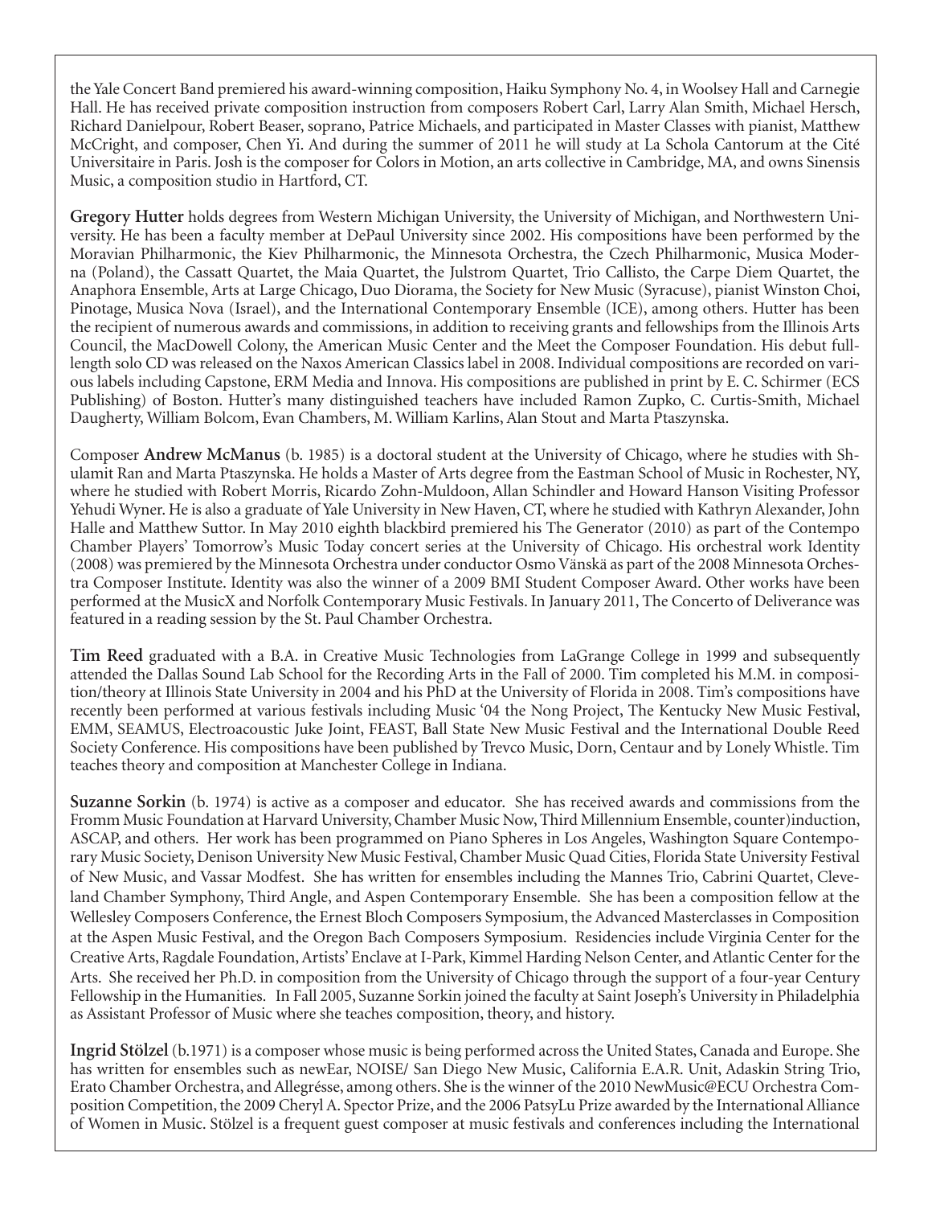the Yale Concert Band premiered his award-winning composition, Haiku Symphony No. 4, in Woolsey Hall and Carnegie Hall. He has received private composition instruction from composers Robert Carl, Larry Alan Smith, Michael Hersch, Richard Danielpour, Robert Beaser, soprano, Patrice Michaels, and participated in Master Classes with pianist, Matthew McCright, and composer, Chen Yi. And during the summer of 2011 he will study at La Schola Cantorum at the Cité Universitaire in Paris. Josh is the composer for Colors in Motion, an arts collective in Cambridge, MA, and owns Sinensis Music, a composition studio in Hartford, CT.

**Gregory Hutter** holds degrees from Western Michigan University, the University of Michigan, and Northwestern University. He has been a faculty member at DePaul University since 2002. His compositions have been performed by the Moravian Philharmonic, the Kiev Philharmonic, the Minnesota Orchestra, the Czech Philharmonic, Musica Moderna (Poland), the Cassatt Quartet, the Maia Quartet, the Julstrom Quartet, Trio Callisto, the Carpe Diem Quartet, the Anaphora Ensemble, Arts at Large Chicago, Duo Diorama, the Society for New Music (Syracuse), pianist Winston Choi, Pinotage, Musica Nova (Israel), and the International Contemporary Ensemble (ICE), among others. Hutter has been the recipient of numerous awards and commissions, in addition to receiving grants and fellowships from the Illinois Arts Council, the MacDowell Colony, the American Music Center and the Meet the Composer Foundation. His debut full-length solo CD was released on the Naxos American Classics label in 2008. Individual compositions are recorded on various labels including Capstone, ERM Media and Innova. His compositions are published in print by E. C. Schirmer (ECS Publishing) of Boston. Hutter's many distinguished teachers have included Ramon Zupko, C. Curtis-Smith, Michael Daugherty, William Bolcom, Evan Chambers, M. William Karlins, Alan Stout and Marta Ptaszynska.

Composer **Andrew McManus** (b. 1985) is a doctoral student at the University of Chicago, where he studies with Shulamit Ran and Marta Ptaszynska. He holds a Master of Arts degree from the Eastman School of Music in Rochester, NY, where he studied with Robert Morris, Ricardo Zohn-Muldoon, Allan Schindler and Howard Hanson Visiting Professor Yehudi Wyner. He is also a graduate of Yale University in New Haven, CT, where he studied with Kathryn Alexander, John Halle and Matthew Suttor. In May 2010 eighth blackbird premiered his The Generator (2010) as part of the Contempo Chamber Players' Tomorrow's Music Today concert series at the University of Chicago. His orchestral work Identity (2008) was premiered by the Minnesota Orchestra under conductor Osmo Vänskä as part of the 2008 Minnesota Orchestra Composer Institute. Identity was also the winner of a 2009 BMI Student Composer Award. Other works have been performed at the MusicX and Norfolk Contemporary Music Festivals. In January 2011, The Concerto of Deliverance was featured in a reading session by the St. Paul Chamber Orchestra.

**Tim Reed** graduated with a B.A. in Creative Music Technologies from LaGrange College in 1999 and subsequently attended the Dallas Sound Lab School for the Recording Arts in the Fall of 2000. Tim completed his M.M. in composition/theory at Illinois State University in 2004 and his PhD at the University of Florida in 2008. Tim's compositions have recently been performed at various festivals including Music '04 the Nong Project, The Kentucky New Music Festival, EMM, SEAMUS, Electroacoustic Juke Joint, FEAST, Ball State New Music Festival and the International Double Reed Society Conference. His compositions have been published by Trevco Music, Dorn, Centaur and by Lonely Whistle. Tim teaches theory and composition at Manchester College in Indiana.

**Suzanne Sorkin** (b. 1974) is active as a composer and educator. She has received awards and commissions from the Fromm Music Foundation at Harvard University, Chamber Music Now, Third Millennium Ensemble, counter)induction, ASCAP, and others. Her work has been programmed on Piano Spheres in Los Angeles, Washington Square Contemporary Music Society, Denison University New Music Festival, Chamber Music Quad Cities, Florida State University Festival of New Music, and Vassar Modfest. She has written for ensembles including the Mannes Trio, Cabrini Quartet, Cleveland Chamber Symphony, Third Angle, and Aspen Contemporary Ensemble. She has been a composition fellow at the Wellesley Composers Conference, the Ernest Bloch Composers Symposium, the Advanced Masterclasses in Composition at the Aspen Music Festival, and the Oregon Bach Composers Symposium. Residencies include Virginia Center for the Creative Arts, Ragdale Foundation, Artists' Enclave at I-Park, Kimmel Harding Nelson Center, and Atlantic Center for the Arts. She received her Ph.D. in composition from the University of Chicago through the support of a four-year Century Fellowship in the Humanities. In Fall 2005, Suzanne Sorkin joined the faculty at Saint Joseph's University in Philadelphia as Assistant Professor of Music where she teaches composition, theory, and history.

**Ingrid Stölzel** (b.1971) is a composer whose music is being performed across the United States, Canada and Europe. She has written for ensembles such as newEar, NOISE/ San Diego New Music, California E.A.R. Unit, Adaskin String Trio, Erato Chamber Orchestra, and Allegrésse, among others. She is the winner of the 2010 NewMusic@ECU Orchestra Composition Competition, the 2009 Cheryl A. Spector Prize, and the 2006 PatsyLu Prize awarded by the International Alliance of Women in Music. Stölzel is a frequent guest composer at music festivals and conferences including the International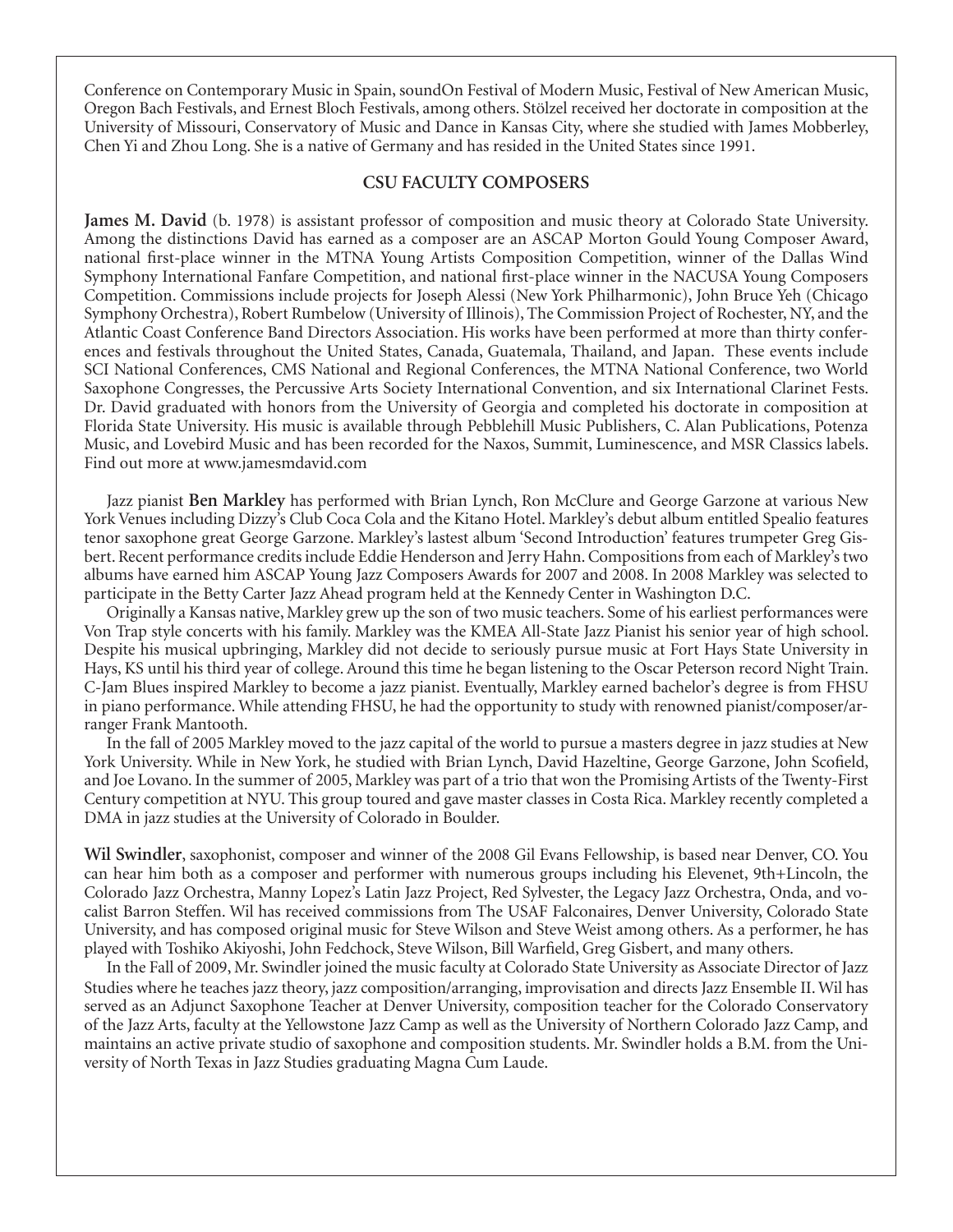Conference on Contemporary Music in Spain, soundOn Festival of Modern Music, Festival of New American Music, Oregon Bach Festivals, and Ernest Bloch Festivals, among others. Stölzel received her doctorate in composition at the University of Missouri, Conservatory of Music and Dance in Kansas City, where she studied with James Mobberley, Chen Yi and Zhou Long. She is a native of Germany and has resided in the United States since 1991.

## CSU FACULTY COMPOSERS

**James M. David** (b. 1978) is assistant professor of composition and music theory at Colorado State University. Among the distinctions David has earned as a composer are an ASCAP Morton Gould Young Composer Award, national first-place winner in the MTNA Young Artists Composition Competition, winner of the Dallas Wind Symphony International Fanfare Competition, and national first-place winner in the NACUSA Young Composers Competition. Commissions include projects for Joseph Alessi (New York Philharmonic), John Bruce Yeh (Chicago Symphony Orchestra), Robert Rumbelow (University of Illinois), The Commission Project of Rochester, NY, and the Atlantic Coast Conference Band Directors Association. His works have been performed at more than thirty conferences and festivals throughout the United States, Canada, Guatemala, Thailand, and Japan. These events include SCI National Conferences, CMS National and Regional Conferences, the MTNA National Conference, two World Saxophone Congresses, the Percussive Arts Society International Convention, and six International Clarinet Fests. Dr. David graduated with honors from the University of Georgia and completed his doctorate in composition at Florida State University. His music is available through Pebblehill Music Publishers, C. Alan Publications, Potenza Music, and Lovebird Music and has been recorded for the Naxos, Summit, Luminescence, and MSR Classics labels. Find out more at www.jamesmdavid.com

Jazz pianist **Ben Markley** has performed with Brian Lynch, Ron McClure and George Garzone at various New York Venues including Dizzy's Club Coca Cola and the Kitano Hotel. Markley's debut album entitled Spealio features tenor saxophone great George Garzone. Markley's lastest album 'Second Introduction' features trumpeter Greg Gisbert. Recent performance credits include Eddie Henderson and Jerry Hahn. Compositions from each of Markley's two albums have earned him ASCAP Young Jazz Composers Awards for 2007 and 2008. In 2008 Markley was selected to participate in the Betty Carter Jazz Ahead program held at the Kennedy Center in Washington D.C.

Originally a Kansas native, Markley grew up the son of two music teachers. Some of his earliest performances were Von Trap style concerts with his family. Markley was the KMEA All-State Jazz Pianist his senior year of high school. Despite his musical upbringing, Markley did not decide to seriously pursue music at Fort Hays State University in Hays, KS until his third year of college. Around this time he began listening to the Oscar Peterson record Night Train. C-Jam Blues inspired Markley to become a jazz pianist. Eventually, Markley earned bachelor's degree is from FHSU in piano performance. While attending FHSU, he had the opportunity to study with renowned pianist/composer/arranger Frank Mantooth.

In the fall of 2005 Markley moved to the jazz capital of the world to pursue a masters degree in jazz studies at New York University. While in New York, he studied with Brian Lynch, David Hazeltine, George Garzone, John Scofield, and Joe Lovano. In the summer of 2005, Markley was part of a trio that won the Promising Artists of the Twenty-First Century competition at NYU. This group toured and gave master classes in Costa Rica. Markley recently completed a DMA in jazz studies at the University of Colorado in Boulder.

**Wil Swindler**, saxophonist, composer and winner of the 2008 Gil Evans Fellowship, is based near Denver, CO. You can hear him both as a composer and performer with numerous groups including his Elevenet, 9th+Lincoln, the Colorado Jazz Orchestra, Manny Lopez's Latin Jazz Project, Red Sylvester, the Legacy Jazz Orchestra, Onda, and vocalist Barron Steffen. Wil has received commissions from The USAF Falconaires, Denver University, Colorado State University, and has composed original music for Steve Wilson and Steve Weist among others. As a performer, he has played with Toshiko Akiyoshi, John Fedchock, Steve Wilson, Bill Warfield, Greg Gisbert, and many others.

In the Fall of 2009, Mr. Swindler joined the music faculty at Colorado State University as Associate Director of Jazz Studies where he teaches jazz theory, jazz composition/arranging, improvisation and directs Jazz Ensemble II. Wil has served as an Adjunct Saxophone Teacher at Denver University, composition teacher for the Colorado Conservatory of the Jazz Arts, faculty at the Yellowstone Jazz Camp as well as the University of Northern Colorado Jazz Camp, and maintains an active private studio of saxophone and composition students. Mr. Swindler holds a B.M. from the University of North Texas in Jazz Studies graduating Magna Cum Laude.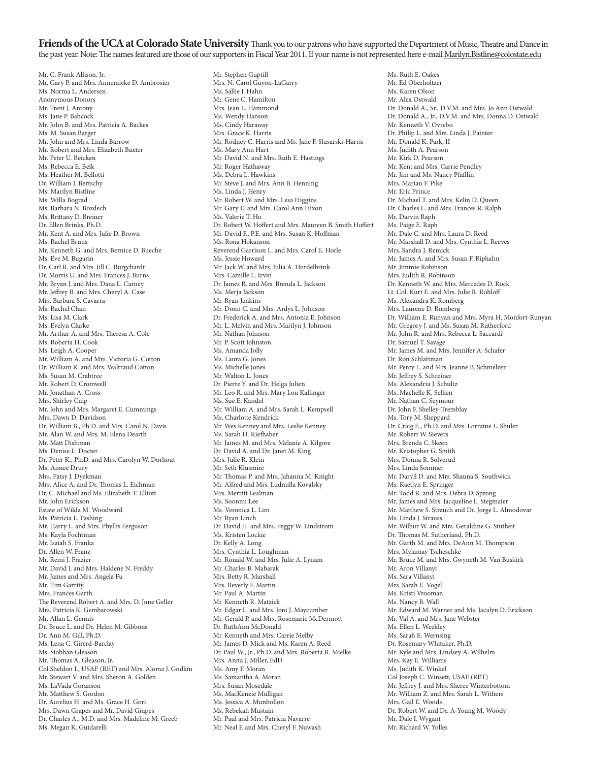**Friends of the UCA at Colorado State University** Thank you to our patrons who have supported the Department of Music, Theatre and Dance in the past year. Note: The names featured are those of our supporters in Fiscal Year 2011. If your name is not represented here e-mail Marilyn.Bistline@colostate.edu

Mr. C. Frank Allison, Jr.
Mr. Gary P. and Mrs. Annemieke D. Ambrosier
Ms. Norma L. Andersen
Anonymous Donors
Mr. Trent J. Antony
Ms. Jane P. Babcock
Mr. John B. and Mrs. Patricia A. Backes
Ms. M. Susan Barger
Mr. John and Mrs. Linda Barrow
Mr. Robert and Mrs. Elizabeth Baxter
Mr. Peter U. Beicken
Ms. Rebecca E. Belk
Ms. Heather M. Bellotti
Dr. William J. Bertschy
Ms. Marilyn Bistline
Ms. Willa Bograd
Ms. Barbara N. Bozdech
Ms. Brittany D. Breiner
Dr. Ellen Brinks, Ph.D.
Mr. Kent A. and Mrs. Julie D. Brown
Ms. Rachel Bruns
Mr. Kenneth G. and Mrs. Bernice D. Bueche
Ms. Eve M. Bugarin
Dr. Carl R. and Mrs. Jill C. Burgchardt
Dr. Morris U. and Mrs. Frances J. Burns
Mr. Bryan J. and Mrs. Dana L. Carney
Mr. Jeffrey B. and Mrs. Cheryl A. Case
Mrs. Barbara S. Cavarra
Ms. Rachel Chan
Ms. Lisa M. Clark
Ms. Evelyn Clarke
Mr. Arthur A. and Mrs. Theresa A. Cole
Ms. Roberta H. Cook
Ms. Leigh A. Cooper
Mr. William A. and Mrs. Victoria G. Cotton
Dr. William R. and Mrs. Waltraud Cotton
Ms. Susan M. Crabtree
Mr. Robert D. Cromwell
Mr. Jonathan A. Cross
Mrs. Shirley Culp
Mr. John and Mrs. Margaret E. Cummings
Mrs. Dawn D. Davidson
Dr. William B., Ph.D. and Mrs. Carol N. Davis
Mr. Alan W. and Mrs. M. Elena Dearth
Mr. Matt Dishman
Ms. Denise L. Docter
Dr. Peter K., Ph.D. and Mrs. Carolyn W. Dorhout
Ms. Aimee Drury
Mrs. Patsy J. Dyekman
Mrs. Alice A. and Dr. Thomas L. Eichman
Dr. C. Michael and Ms. Elizabeth T. Elliott
Mr. John Erickson
Estate of Wilda M. Woodward
Ms. Patricia L. Fashing
Mr. Harry L. and Mrs. Phyllis Ferguson
Ms. Kayla Fochtman
Mr. Isaiah S. Franka
Dr. Allen W. Franz
Mr. Remi J. Frazier
Mr. David J. and Mrs. Haldene N. Freddy
Mr. James and Mrs. Angela Fu
Mr. Tim Garrity
Mrs. Frances Garth
The Reverend Robert A. and Mrs. D. June Geller
Mrs. Patricia K. Gembarowski
Mr. Allan L. Gennis
Dr. Bruce L. and Dr. Helen M. Gibbons
Dr. Ann M. Gill, Ph.D.
Ms. Lena C. Girerd-Barclay
Ms. Siobhan Gleason
Mr. Thomas A. Gleason, Jr.
Col Sheldon I., USAF (RET) and Mrs. Aloma J. Godkin
Mr. Stewart V. and Mrs. Sheron A. Golden
Ms. LaVada Goranson
Mr. Matthew S. Gordon
Dr. Aurelius H. and Ms. Grace H. Gori
Mrs. Dawn Grapes and Mr. David Grapes
Dr. Charles A., M.D. and Mrs. Madeline M. Greeb
Ms. Megan K. Guidarelli
Mr. Stephen Guptill
Mrs. N. Carol Guyon-LaGarry
Ms. Sallie J. Hahn
Mr. Gene C. Hamilton
Mrs. Jean L. Hammond
Ms. Wendy Hanson
Ms. Cindy Haraway
Mrs. Grace K. Harris
Mr. Rodney C. Harris and Ms. Jane F. Slusarski-Harris
Ms. Mary Ann Hart
Mr. David N. and Mrs. Ruth E. Hastings
Mr. Roger Hathaway
Ms. Debra L. Hawkins
Mr. Steve J. and Mrs. Ann B. Henning
Ms. Linda J. Henry
Mr. Robert W. and Mrs. Lesa Higgins
Mr. Gary E. and Mrs. Carol Ann Hixon
Ms. Valerie T. Ho
Dr. Robert W. Hoffert and Mrs. Maureen B. Smith Hoffert
Mr. David F., P.E. and Mrs. Susan K. Hoffman
Ms. Rona Hokanson
Reverend Garrison L. and Mrs. Carol E. Horle
Ms. Jessie Howard
Mr. Jack W. and Mrs. Julia A. Hurdelbrink
Mrs. Camille L. Irvin
Dr. James R. and Mrs. Brenda L. Jackson
Ms. Merja Jackson
Mr. Ryan Jenkins
Mr. Donn C. and Mrs. Ardys L. Johnson
Dr. Frederick A. and Mrs. Antonia E. Johnson
Mr. L. Melvin and Mrs. Marilyn J. Johnson
Mr. Nathan Johnson
Mr. P. Scott Johnston
Ms. Amanda Jolly
Ms. Laura G. Jones
Ms. Michelle Jones
Mr. Walton L. Jones
Dr. Pierre Y. and Dr. Helga Julien
Mr. Leo R. and Mrs. Mary Lou Kallinger
Ms. Sue E. Kandel
Mr. William A. and Mrs. Sarah L. Kempsell
Ms. Charlotte Kendrick
Mr. Wes Kenney and Mrs. Leslie Kenney
Ms. Sarah H. Kiefhaber
Mr. James M. and Mrs. Melanie A. Kilgore
Dr. David A. and Dr. Janet M. King
Mrs. Julie R. Klein
Mr. Seth Klusmire
Mr. Thomas P. and Mrs. Jahanna M. Knight
Mr. Alfred and Mrs. Ludmilla Kovalsky
Mrs. Merritt Lealman
Ms. Soonmi Lee
Ms. Veronica L. Lim
Mr. Ryan Linch
Dr. David H. and Mrs. Peggy W. Lindstrom
Ms. Kristen Lockie
Dr. Kelly A. Long
Mrs. Cynthia L. Loughman
Mr. Ronald W. and Mrs. Julie A. Lynam
Mr. Charles B. Mabarak
Mrs. Betty R. Marshall
Mrs. Beverly F. Martin
Mr. Paul A. Martin
Mr. Kenneth R. Matzick
Mr. Edgar L. and Mrs. Joni J. Maycumber
Mr. Gerald P. and Mrs. Rosemarie McDermott
Dr. RuthAnn McDonald
Mr. Kenneth and Mrs. Carrie Melby
Mr. James D. Mick and Ms. Karen A. Reed
Dr. Paul W., Jr., Ph.D. and Mrs. Roberta R. Mielke
Mrs. Anita J. Miller, EdD
Ms. Amy F. Moran
Ms. Samantha A. Moran
Mrs. Susan Mosedale
Ms. MacKenzie Mulligan
Ms. Jessica A. Munhollon
Ms. Rebekah Mustain
Mr. Paul and Mrs. Patricia Navarre
Mr. Neal F. and Mrs. Cheryl F. Nuwash
Ms. Ruth E. Oakes
Mr. Ed Oberholtzer
Ms. Karen Olson
Mr. Alex Ostwald
Dr. Donald A., Sr., D.V.M. and Mrs. Jo Ann Ostwald
Dr. Donald A., Jr., D.V.M. and Mrs. Donna D. Ostwald
Mr. Kenneth V. Ovrebo
Dr. Philip L. and Mrs. Linda J. Painter
Mr. Donald K. Park, II
Ms. Judith A. Pearson
Mr. Kirk D. Pearson
Mr. Kent and Mrs. Carrie Pendley
Mr. Jim and Ms. Nancy Pfafflin
Mrs. Marian F. Pike
Mr. Eric Prince
Dr. Michael T. and Mrs. Kelin D. Queen
Dr. Charles L. and Mrs. Frances R. Ralph
Mr. Darvin Raph
Ms. Paige E. Raph
Mr. Dale C. and Mrs. Laura D. Reed
Mr. Marshall D. and Mrs. Cynthia L. Reeves
Mrs. Sandra J. Remick
Mr. James A. and Mrs. Susan F. Riphahn
Mr. Jimmie Robinson
Mrs. Judith R. Robinson
Dr. Kenneth W. and Mrs. Mercedes D. Rock
Lt. Col. Kurt E. and Mrs. Julie R. Rohloff
Ms. Alexandra K. Romberg
Mrs. Laurene D. Romberg
Dr. William E. Runyan and Mrs. Myra H. Monfort-Runyan
Mr. Gregory J. and Ms. Susan M. Rutherford
Mr. John R. and Mrs. Rebecca L. Saccardi
Dr. Samuel T. Savage
Mr. James M. and Mrs. Jennifer A. Schafer
Dr. Ron Schlattman
Mr. Percy L. and Mrs. Jeanne B. Schmelzer
Mr. Jeffrey S. Schreiner
Ms. Alexandria J. Schultz
Ms. Machelle K. Selken
Mr. Nathan C. Seymour
Dr. John F. Shelley-Tremblay
Ms. Tory M. Sheppard
Dr. Craig E., Ph.D. and Mrs. Lorraine L. Shuler
Mr. Robert W. Sievers
Mrs. Brenda C. Skeen
Mr. Kristopher G. Smith
Mrs. Donna R. Solverud
Mrs. Linda Sommer
Mr. Daryll D. and Mrs. Shauna S. Southwick
Ms. Kaetlyn E. Springer
Mr. Todd R. and Mrs. Debra D. Sprong
Mr. James and Mrs. Jacqueline L. Stegmaier
Mr. Matthew S. Strauch and Dr. Jorge L. Almodovar
Ms. Linda J. Strauss
Mr. Wilbur W. and Mrs. Geraldine G. Stutheit
Dr. Thomas M. Sutherland, Ph.D.
Mr. Garth M. and Mrs. DeAnn M. Thompson
Mrs. Mylamay Tscheschke
Mr. Bruce M. and Mrs. Gwyneth M. Van Buskirk
Mr. Aron Villanyi
Ms. Sara Villanyi
Mrs. Sarah E. Vogel
Ms. Kristi Vrooman
Ms. Nancy B. Wall
Mr. Edward M. Warner and Ms. Jacalyn D. Erickson
Mr. Val A. and Mrs. Jane Webster
Ms. Ellen L. Weekley
Ms. Sarah E. Wernsing
Dr. Rosemary Whitaker, Ph.D.
Mr. Kyle and Mrs. Lindsey A. Wilhelm
Mrs. Kay E. Williams
Ms. Judith K. Winkel
Col Joseph C. Winsett, USAF (RET)
Mr. Jeffrey J. and Mrs. Sheree Winterbottom
Mr. William Z. and Mrs. Sarah L. Withers
Mrs. Gail E. Woods
Dr. Robert W. and Dr. A-Young M. Woody
Mr. Dale I. Wygant
Mr. Richard W. Yolles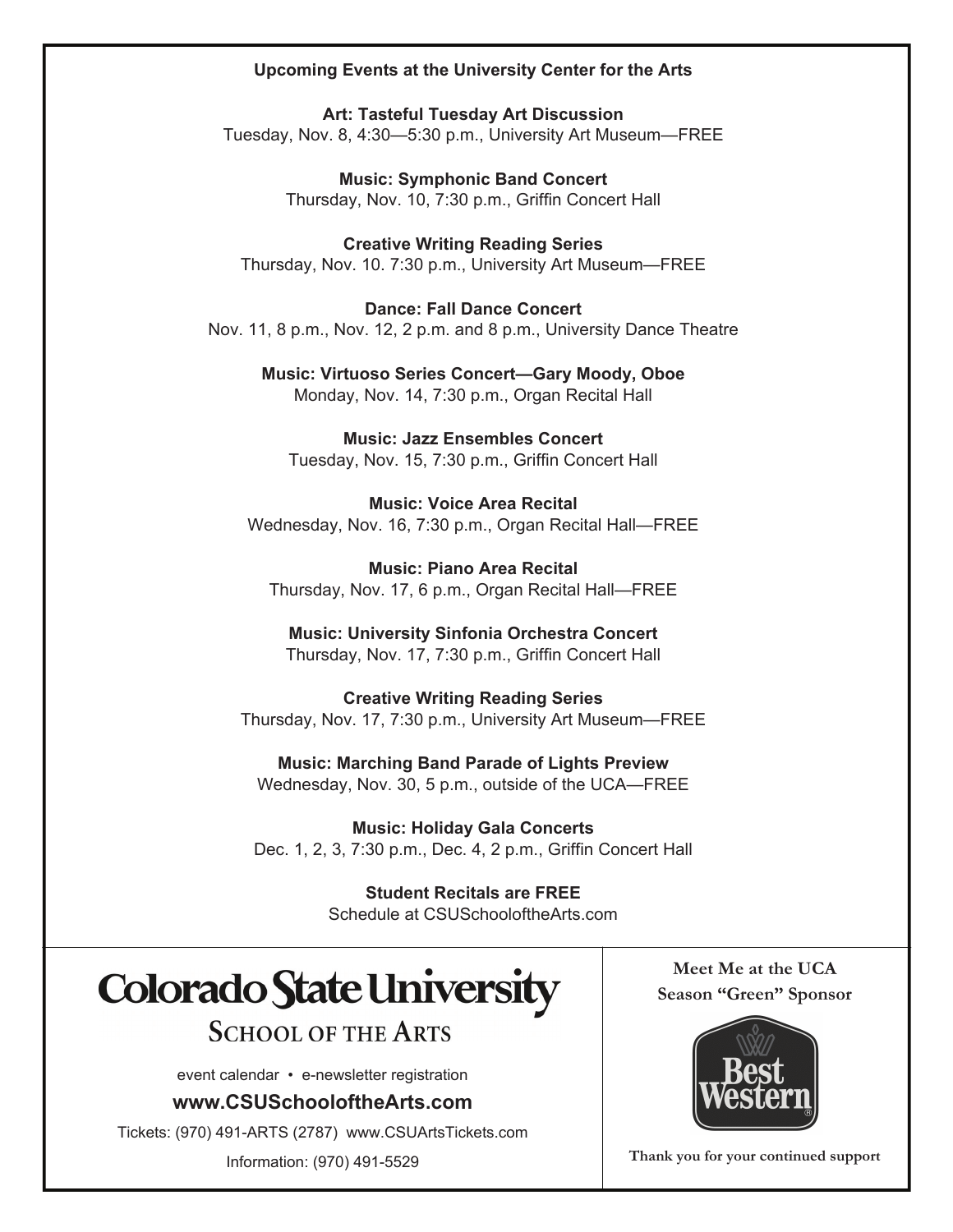## Upcoming Events at the University Center for the Arts

**Art: Tasteful Tuesday Art Discussion**
Tuesday, Nov. 8, 4:30—5:30 p.m., University Art Museum—FREE

**Music: Symphonic Band Concert**
Thursday, Nov. 10, 7:30 p.m., Griffin Concert Hall

**Creative Writing Reading Series**
Thursday, Nov. 10. 7:30 p.m., University Art Museum—FREE

**Dance: Fall Dance Concert**
Nov. 11, 8 p.m., Nov. 12, 2 p.m. and 8 p.m., University Dance Theatre

**Music: Virtuoso Series Concert—Gary Moody, Oboe**
Monday, Nov. 14, 7:30 p.m., Organ Recital Hall

**Music: Jazz Ensembles Concert**
Tuesday, Nov. 15, 7:30 p.m., Griffin Concert Hall

**Music: Voice Area Recital**
Wednesday, Nov. 16, 7:30 p.m., Organ Recital Hall—FREE

**Music: Piano Area Recital**
Thursday, Nov. 17, 6 p.m., Organ Recital Hall—FREE

**Music: University Sinfonia Orchestra Concert**
Thursday, Nov. 17, 7:30 p.m., Griffin Concert Hall

**Creative Writing Reading Series**
Thursday, Nov. 17, 7:30 p.m., University Art Museum—FREE

**Music: Marching Band Parade of Lights Preview**
Wednesday, Nov. 30, 5 p.m., outside of the UCA—FREE

**Music: Holiday Gala Concerts**
Dec. 1, 2, 3, 7:30 p.m., Dec. 4, 2 p.m., Griffin Concert Hall

**Student Recitals are FREE**
Schedule at CSUSchooloftheArts.com

**Colorado State University**
**School of the Arts**

event calendar • e-newsletter registration

**www.CSUSchooloftheArts.com**

Tickets: (970) 491-ARTS (2787) www.CSUArtsTickets.com

Information: (970) 491-5529

**Meet Me at the UCA**
**Season "Green" Sponsor**

Best Western

**Thank you for your continued support**